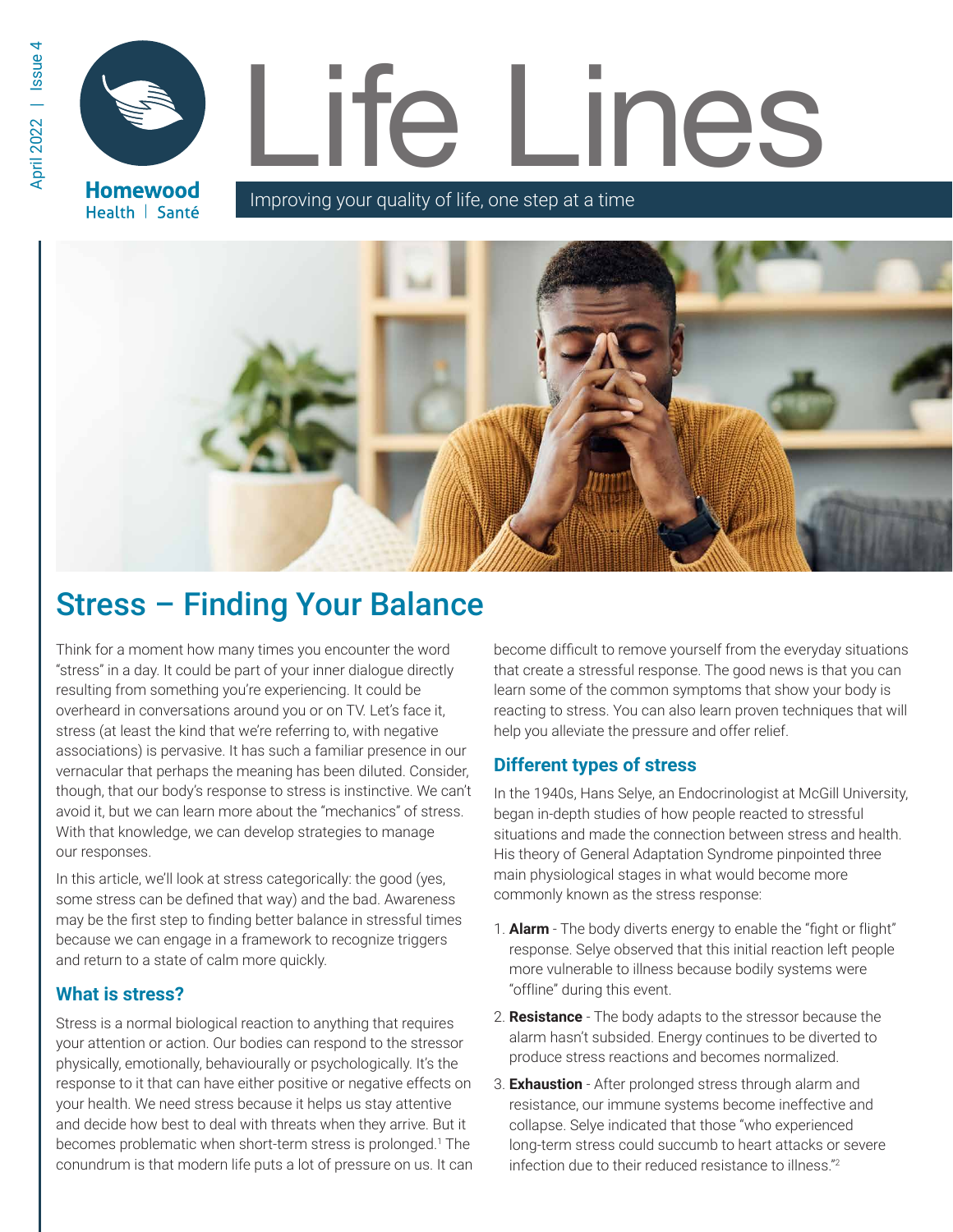# Life Lines

Homewood Health | Santé

Improving your quality of life, one step at a time

## Stress – Finding Your Balance

Think for a moment how many times you encounter the word "stress" in a day. It could be part of your inner dialogue directly resulting from something you're experiencing. It could be overheard in conversations around you or on TV. Let's face it, stress (at least the kind that we're referring to, with negative associations) is pervasive. It has such a familiar presence in our vernacular that perhaps the meaning has been diluted. Consider, though, that our body's response to stress is instinctive. We can't avoid it, but we can learn more about the "mechanics" of stress. With that knowledge, we can develop strategies to manage our responses.

In this article, we'll look at stress categorically: the good (yes, some stress can be defined that way) and the bad. Awareness may be the first step to finding better balance in stressful times because we can engage in a framework to recognize triggers and return to a state of calm more quickly.

### What is stress?

Stress is a normal biological reaction to anything that requires your attention or action. Our bodies can respond to the stressor physically, emotionally, behaviourally or psychologically. It's the response to it that can have either positive or negative effects on your health. We need stress because it helps us stay attentive and decide how best to deal with threats when they arrive. But it becomes problematic when short-term stress is prolonged.[1] The conundrum is that modern life puts a lot of pressure on us. It can become difficult to remove yourself from the everyday situations that create a stressful response. The good news is that you can learn some of the common symptoms that show your body is reacting to stress. You can also learn proven techniques that will help you alleviate the pressure and offer relief.

### Different types of stress

In the 1940s, Hans Selye, an Endocrinologist at McGill University, began in-depth studies of how people reacted to stressful situations and made the connection between stress and health. His theory of General Adaptation Syndrome pinpointed three main physiological stages in what would become more commonly known as the stress response:

1. **Alarm** - The body diverts energy to enable the "fight or flight" response. Selye observed that this initial reaction left people more vulnerable to illness because bodily systems were "offline" during this event.
2. **Resistance** - The body adapts to the stressor because the alarm hasn't subsided. Energy continues to be diverted to produce stress reactions and becomes normalized.
3. **Exhaustion** - After prolonged stress through alarm and resistance, our immune systems become ineffective and collapse. Selye indicated that those "who experienced long-term stress could succumb to heart attacks or severe infection due to their reduced resistance to illness."[2]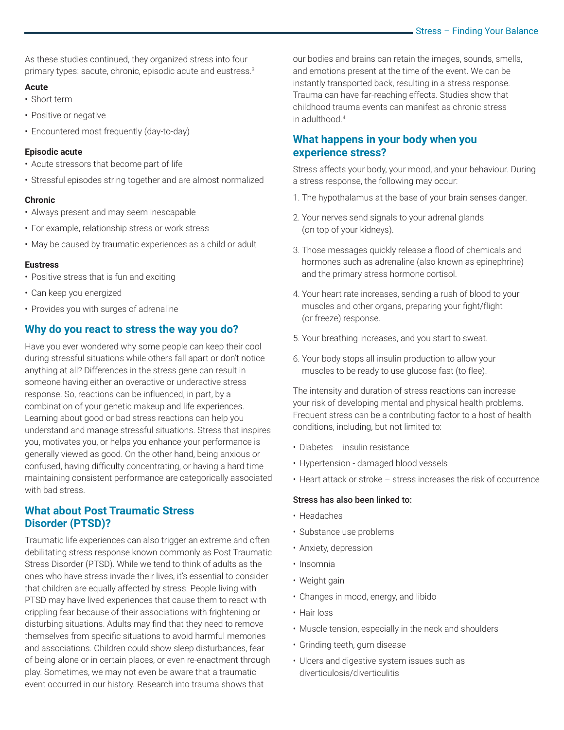As these studies continued, they organized stress into four primary types: sacute, chronic, episodic acute and eustress.[3]

**Acute**

- Short term
- Positive or negative
- Encountered most frequently (day-to-day)

**Episodic acute**

- Acute stressors that become part of life
- Stressful episodes string together and are almost normalized

**Chronic**

- Always present and may seem inescapable
- For example, relationship stress or work stress
- May be caused by traumatic experiences as a child or adult

**Eustress**

- Positive stress that is fun and exciting
- Can keep you energized
- Provides you with surges of adrenaline

## Why do you react to stress the way you do?

Have you ever wondered why some people can keep their cool during stressful situations while others fall apart or don't notice anything at all? Differences in the stress gene can result in someone having either an overactive or underactive stress response. So, reactions can be influenced, in part, by a combination of your genetic makeup and life experiences. Learning about good or bad stress reactions can help you understand and manage stressful situations. Stress that inspires you, motivates you, or helps you enhance your performance is generally viewed as good. On the other hand, being anxious or confused, having difficulty concentrating, or having a hard time maintaining consistent performance are categorically associated with bad stress.

## What about Post Traumatic Stress Disorder (PTSD)?

Traumatic life experiences can also trigger an extreme and often debilitating stress response known commonly as Post Traumatic Stress Disorder (PTSD). While we tend to think of adults as the ones who have stress invade their lives, it's essential to consider that children are equally affected by stress. People living with PTSD may have lived experiences that cause them to react with crippling fear because of their associations with frightening or disturbing situations. Adults may find that they need to remove themselves from specific situations to avoid harmful memories and associations. Children could show sleep disturbances, fear of being alone or in certain places, or even re-enactment through play. Sometimes, we may not even be aware that a traumatic event occurred in our history. Research into trauma shows that our bodies and brains can retain the images, sounds, smells, and emotions present at the time of the event. We can be instantly transported back, resulting in a stress response. Trauma can have far-reaching effects. Studies show that childhood trauma events can manifest as chronic stress in adulthood.[4]

## What happens in your body when you experience stress?

Stress affects your body, your mood, and your behaviour. During a stress response, the following may occur:

1. The hypothalamus at the base of your brain senses danger.
2. Your nerves send signals to your adrenal glands (on top of your kidneys).
3. Those messages quickly release a flood of chemicals and hormones such as adrenaline (also known as epinephrine) and the primary stress hormone cortisol.
4. Your heart rate increases, sending a rush of blood to your muscles and other organs, preparing your fight/flight (or freeze) response.
5. Your breathing increases, and you start to sweat.
6. Your body stops all insulin production to allow your muscles to be ready to use glucose fast (to flee).

The intensity and duration of stress reactions can increase your risk of developing mental and physical health problems. Frequent stress can be a contributing factor to a host of health conditions, including, but not limited to:

- Diabetes – insulin resistance
- Hypertension - damaged blood vessels
- Heart attack or stroke – stress increases the risk of occurrence

**Stress has also been linked to:**

- Headaches
- Substance use problems
- Anxiety, depression
- Insomnia
- Weight gain
- Changes in mood, energy, and libido
- Hair loss
- Muscle tension, especially in the neck and shoulders
- Grinding teeth, gum disease
- Ulcers and digestive system issues such as diverticulosis/diverticulitis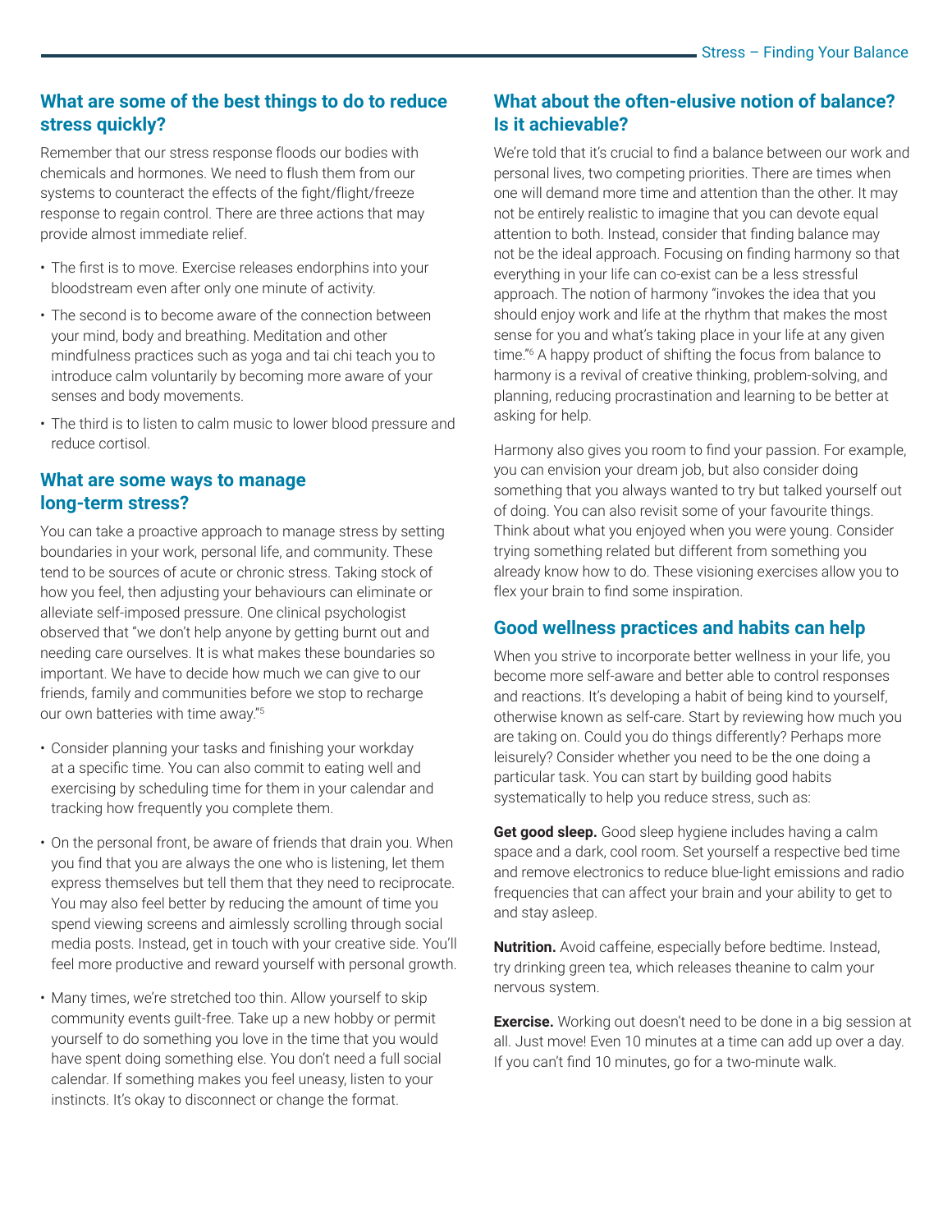## What are some of the best things to do to reduce stress quickly?

Remember that our stress response floods our bodies with chemicals and hormones. We need to flush them from our systems to counteract the effects of the fight/flight/freeze response to regain control. There are three actions that may provide almost immediate relief.

- The first is to move. Exercise releases endorphins into your bloodstream even after only one minute of activity.
- The second is to become aware of the connection between your mind, body and breathing. Meditation and other mindfulness practices such as yoga and tai chi teach you to introduce calm voluntarily by becoming more aware of your senses and body movements.
- The third is to listen to calm music to lower blood pressure and reduce cortisol.

## What are some ways to manage long-term stress?

You can take a proactive approach to manage stress by setting boundaries in your work, personal life, and community. These tend to be sources of acute or chronic stress. Taking stock of how you feel, then adjusting your behaviours can eliminate or alleviate self-imposed pressure. One clinical psychologist observed that "we don't help anyone by getting burnt out and needing care ourselves. It is what makes these boundaries so important. We have to decide how much we can give to our friends, family and communities before we stop to recharge our own batteries with time away."[5]

- Consider planning your tasks and finishing your workday at a specific time. You can also commit to eating well and exercising by scheduling time for them in your calendar and tracking how frequently you complete them.
- On the personal front, be aware of friends that drain you. When you find that you are always the one who is listening, let them express themselves but tell them that they need to reciprocate. You may also feel better by reducing the amount of time you spend viewing screens and aimlessly scrolling through social media posts. Instead, get in touch with your creative side. You'll feel more productive and reward yourself with personal growth.
- Many times, we're stretched too thin. Allow yourself to skip community events guilt-free. Take up a new hobby or permit yourself to do something you love in the time that you would have spent doing something else. You don't need a full social calendar. If something makes you feel uneasy, listen to your instincts. It's okay to disconnect or change the format.

## What about the often-elusive notion of balance? Is it achievable?

We're told that it's crucial to find a balance between our work and personal lives, two competing priorities. There are times when one will demand more time and attention than the other. It may not be entirely realistic to imagine that you can devote equal attention to both. Instead, consider that finding balance may not be the ideal approach. Focusing on finding harmony so that everything in your life can co-exist can be a less stressful approach. The notion of harmony "invokes the idea that you should enjoy work and life at the rhythm that makes the most sense for you and what's taking place in your life at any given time."[6] A happy product of shifting the focus from balance to harmony is a revival of creative thinking, problem-solving, and planning, reducing procrastination and learning to be better at asking for help.

Harmony also gives you room to find your passion. For example, you can envision your dream job, but also consider doing something that you always wanted to try but talked yourself out of doing. You can also revisit some of your favourite things. Think about what you enjoyed when you were young. Consider trying something related but different from something you already know how to do. These visioning exercises allow you to flex your brain to find some inspiration.

## Good wellness practices and habits can help

When you strive to incorporate better wellness in your life, you become more self-aware and better able to control responses and reactions. It's developing a habit of being kind to yourself, otherwise known as self-care. Start by reviewing how much you are taking on. Could you do things differently? Perhaps more leisurely? Consider whether you need to be the one doing a particular task. You can start by building good habits systematically to help you reduce stress, such as:

**Get good sleep.** Good sleep hygiene includes having a calm space and a dark, cool room. Set yourself a respective bed time and remove electronics to reduce blue-light emissions and radio frequencies that can affect your brain and your ability to get to and stay asleep.

**Nutrition.** Avoid caffeine, especially before bedtime. Instead, try drinking green tea, which releases theanine to calm your nervous system.

**Exercise.** Working out doesn't need to be done in a big session at all. Just move! Even 10 minutes at a time can add up over a day. If you can't find 10 minutes, go for a two-minute walk.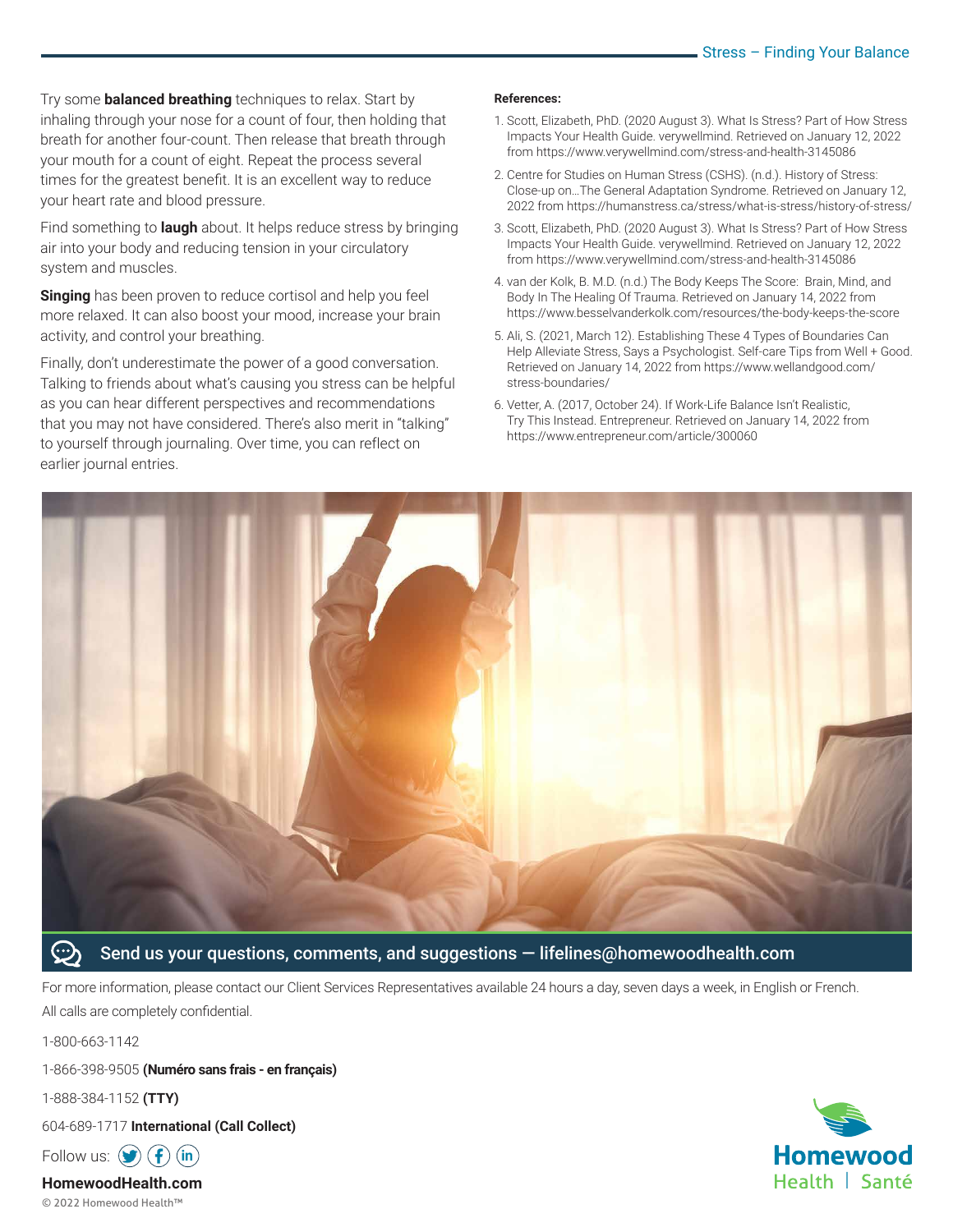Try some **balanced breathing** techniques to relax. Start by inhaling through your nose for a count of four, then holding that breath for another four-count. Then release that breath through your mouth for a count of eight. Repeat the process several times for the greatest benefit. It is an excellent way to reduce your heart rate and blood pressure.

Find something to **laugh** about. It helps reduce stress by bringing air into your body and reducing tension in your circulatory system and muscles.

**Singing** has been proven to reduce cortisol and help you feel more relaxed. It can also boost your mood, increase your brain activity, and control your breathing.

Finally, don't underestimate the power of a good conversation. Talking to friends about what's causing you stress can be helpful as you can hear different perspectives and recommendations that you may not have considered. There's also merit in "talking" to yourself through journaling. Over time, you can reflect on earlier journal entries.

**References:**

1. Scott, Elizabeth, PhD. (2020 August 3). What Is Stress? Part of How Stress Impacts Your Health Guide. verywellmind. Retrieved on January 12, 2022 from https://www.verywellmind.com/stress-and-health-3145086
2. Centre for Studies on Human Stress (CSHS). (n.d.). History of Stress: Close-up on…The General Adaptation Syndrome. Retrieved on January 12, 2022 from https://humanstress.ca/stress/what-is-stress/history-of-stress/
3. Scott, Elizabeth, PhD. (2020 August 3). What Is Stress? Part of How Stress Impacts Your Health Guide. verywellmind. Retrieved on January 12, 2022 from https://www.verywellmind.com/stress-and-health-3145086
4. van der Kolk, B. M.D. (n.d.) The Body Keeps The Score: Brain, Mind, and Body In The Healing Of Trauma. Retrieved on January 14, 2022 from https://www.besselvanderkolk.com/resources/the-body-keeps-the-score
5. Ali, S. (2021, March 12). Establishing These 4 Types of Boundaries Can Help Alleviate Stress, Says a Psychologist. Self-care Tips from Well + Good. Retrieved on January 14, 2022 from https://www.wellandgood.com/stress-boundaries/
6. Vetter, A. (2017, October 24). If Work-Life Balance Isn't Realistic, Try This Instead. Entrepreneur. Retrieved on January 14, 2022 from https://www.entrepreneur.com/article/300060

Send us your questions, comments, and suggestions — lifelines@homewoodhealth.com

For more information, please contact our Client Services Representatives available 24 hours a day, seven days a week, in English or French. All calls are completely confidential.

1-800-663-1142

1-866-398-9505 **(Numéro sans frais - en français)**

1-888-384-1152 **(TTY)**

604-689-1717 **International (Call Collect)**

Follow us:

**HomewoodHealth.com**

© 2022 Homewood Health™

Homewood Health | Santé